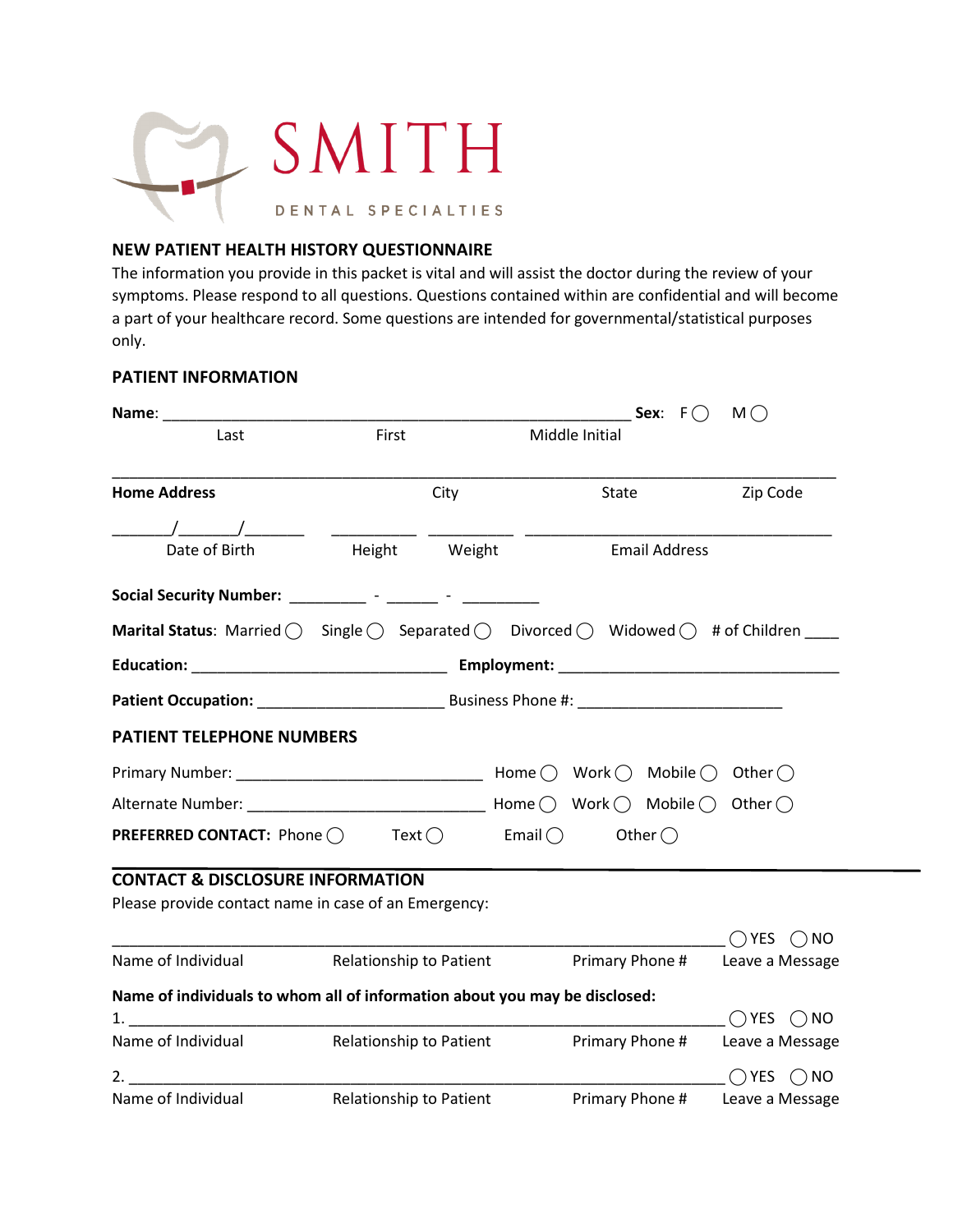SMITH

DENTAL SPECIALTIES

## NEW PATIENT HEALTH HISTORY QUESTIONNAIRE

The information you provide in this packet is vital and will assist the doctor during the review of your symptoms. Please respond to all questions. Questions contained within are confidential and will become a part of your healthcare record. Some questions are intended for governmental/statistical purposes only.

### PATIENT INFORMATION

**Name**: ___________________________________________________________ **Sex**: F ◯ M ◯

Last First Middle Initial

_______________________________________________________________________________________

**Home Address** City State Zip Code

_______/_______/_______ __________ __________ ____________________________________

Date of Birth Height Weight Email Address

**Social Security Number:** _________ - ______ - _________

**Marital Status**: Married ◯ Single ◯ Separated ◯ Divorced ◯ Widowed ◯ # of Children ____

**Education:** ______________________________ **Employment:** _________________________________

**Patient Occupation:** ______________________ Business Phone #: ________________________

### PATIENT TELEPHONE NUMBERS

Primary Number: _____________________________ Home ◯ Work ◯ Mobile ◯ Other ◯

Alternate Number: ____________________________ Home ◯ Work ◯ Mobile ◯ Other ◯

**PREFERRED CONTACT:** Phone ◯ Text ◯ Email ◯ Other ◯

### CONTACT & DISCLOSURE INFORMATION

Please provide contact name in case of an Emergency:

_________________________________________________________________________ ◯ YES ◯ NO

Name of Individual Relationship to Patient Primary Phone # Leave a Message

**Name of individuals to whom all of information about you may be disclosed:**

1. _________________________________________________________________________ ◯ YES ◯ NO

Name of Individual Relationship to Patient Primary Phone # Leave a Message

2. _________________________________________________________________________ ◯ YES ◯ NO

Name of Individual Relationship to Patient Primary Phone # Leave a Message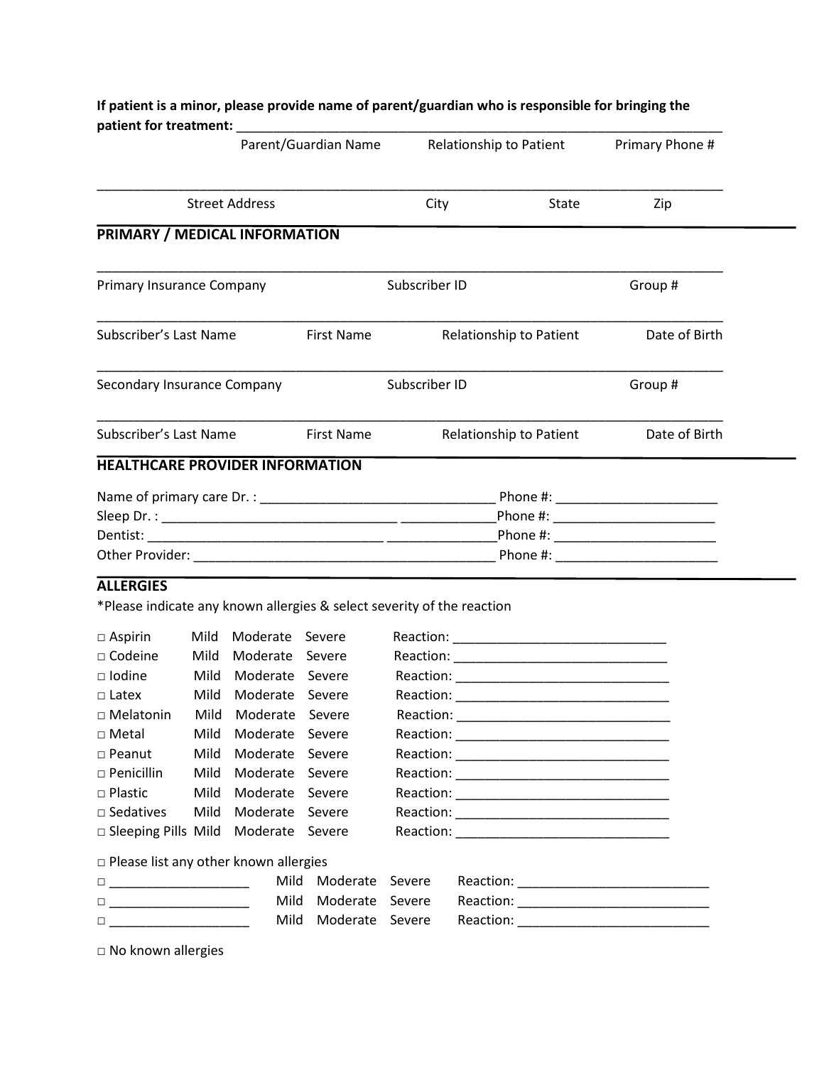**If patient is a minor, please provide name of parent/guardian who is responsible for bringing the patient for treatment:** ______________________________________________________________________

Parent/Guardian Name | Relationship to Patient | Primary Phone #

______________________________________________________________________

Street Address | City | State | Zip

## PRIMARY / MEDICAL INFORMATION

______________________________________________________________________

Primary Insurance Company | Subscriber ID | Group #

______________________________________________________________________

Subscriber's Last Name | First Name | Relationship to Patient | Date of Birth

______________________________________________________________________

Secondary Insurance Company | Subscriber ID | Group #

______________________________________________________________________

Subscriber's Last Name | First Name | Relationship to Patient | Date of Birth

## HEALTHCARE PROVIDER INFORMATION

Name of primary care Dr. : ________________________________ Phone #: ______________________

Sleep Dr. : ________________________________ ______________Phone #: ______________________

Dentist: ________________________________ _______________Phone #: ______________________

Other Provider: __________________________________________ Phone #: ______________________

## ALLERGIES

*Please indicate any known allergies & select severity of the reaction

| Allergy | | | | Reaction |
|---|---|---|---|---|
| □ Aspirin | Mild | Moderate | Severe | Reaction: ______________________________ |
| □ Codeine | Mild | Moderate | Severe | Reaction: ______________________________ |
| □ Iodine | Mild | Moderate | Severe | Reaction: ______________________________ |
| □ Latex | Mild | Moderate | Severe | Reaction: ______________________________ |
| □ Melatonin | Mild | Moderate | Severe | Reaction: ______________________________ |
| □ Metal | Mild | Moderate | Severe | Reaction: ______________________________ |
| □ Peanut | Mild | Moderate | Severe | Reaction: ______________________________ |
| □ Penicillin | Mild | Moderate | Severe | Reaction: ______________________________ |
| □ Plastic | Mild | Moderate | Severe | Reaction: ______________________________ |
| □ Sedatives | Mild | Moderate | Severe | Reaction: ______________________________ |
| □ Sleeping Pills | Mild | Moderate | Severe | Reaction: ______________________________ |

□ Please list any other known allergies

| Allergy | | | | Reaction |
|---|---|---|---|---|
| □ ___________________ | Mild | Moderate | Severe | Reaction: ___________________________ |
| □ ___________________ | Mild | Moderate | Severe | Reaction: ___________________________ |
| □ ___________________ | Mild | Moderate | Severe | Reaction: ___________________________ |

□ No known allergies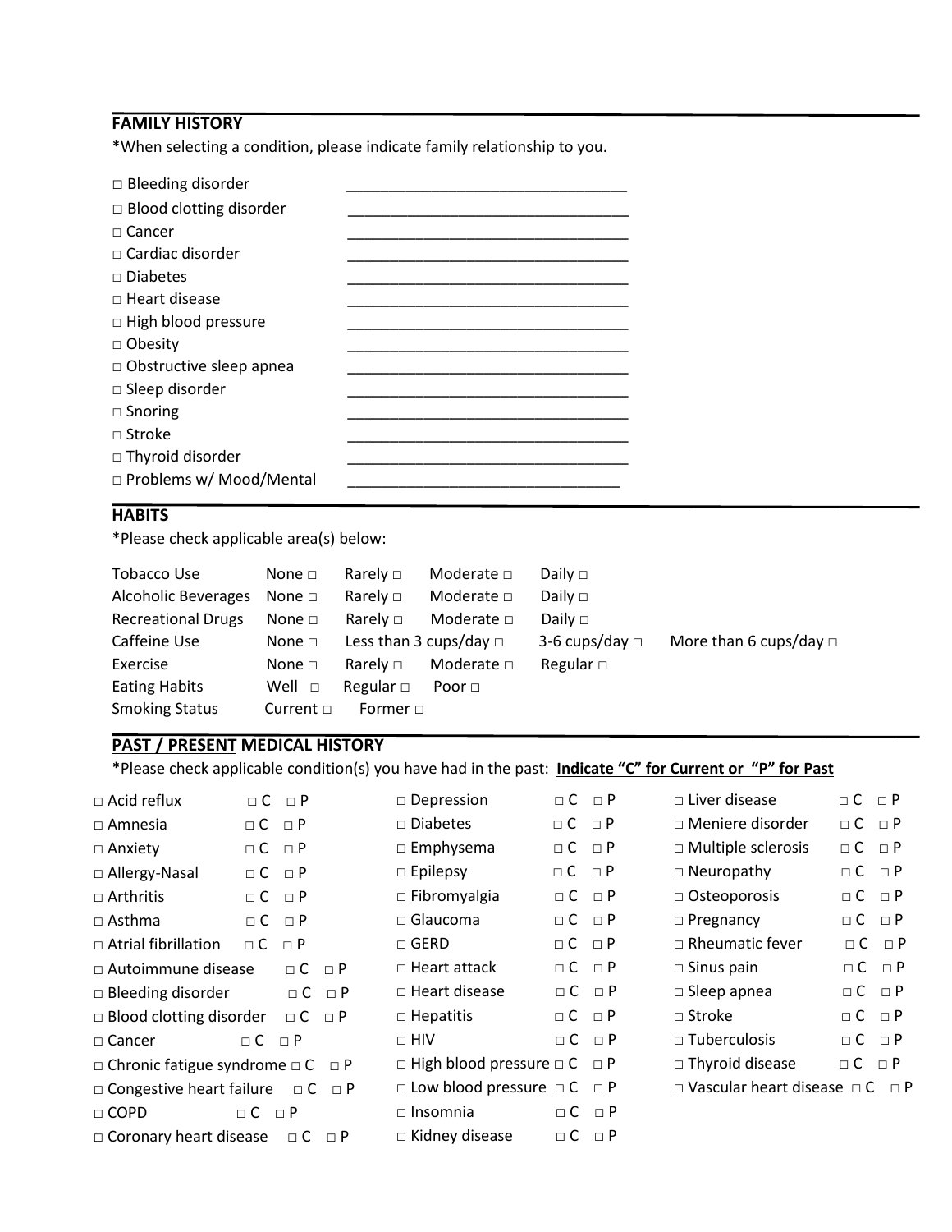## FAMILY HISTORY

*When selecting a condition, please indicate family relationship to you.

□ Bleeding disorder ________________________________

□ Blood clotting disorder ________________________________

□ Cancer ________________________________

□ Cardiac disorder ________________________________

□ Diabetes ________________________________

□ Heart disease ________________________________

□ High blood pressure ________________________________

□ Obesity ________________________________

□ Obstructive sleep apnea ________________________________

□ Sleep disorder ________________________________

□ Snoring ________________________________

□ Stroke ________________________________

□ Thyroid disorder ________________________________

□ Problems w/ Mood/Mental ________________________________

## HABITS

*Please check applicable area(s) below:

| | | | | |
|---|---|---|---|---|
| Tobacco Use | None □ | Rarely □ | Moderate □ | Daily □ |
| Alcoholic Beverages | None □ | Rarely □ | Moderate □ | Daily □ |
| Recreational Drugs | None □ | Rarely □ | Moderate □ | Daily □ |
| Caffeine Use | None □ | Less than 3 cups/day □ | 3-6 cups/day □ | More than 6 cups/day □ |
| Exercise | None □ | Rarely □ | Moderate □ | Regular □ |
| Eating Habits | Well □ | Regular □ | Poor □ | |
| Smoking Status | Current □ | Former □ | | |

## <u>PAST / PRESENT</u> MEDICAL HISTORY

*Please check applicable condition(s) you have had in the past: **<u>Indicate "C" for Current or "P" for Past</u>**

| | | | | | |
|---|---|---|---|---|---|
| □ Acid reflux | □ C □ P | □ Depression | □ C □ P | □ Liver disease | □ C □ P |
| □ Amnesia | □ C □ P | □ Diabetes | □ C □ P | □ Meniere disorder | □ C □ P |
| □ Anxiety | □ C □ P | □ Emphysema | □ C □ P | □ Multiple sclerosis | □ C □ P |
| □ Allergy-Nasal | □ C □ P | □ Epilepsy | □ C □ P | □ Neuropathy | □ C □ P |
| □ Arthritis | □ C □ P | □ Fibromyalgia | □ C □ P | □ Osteoporosis | □ C □ P |
| □ Asthma | □ C □ P | □ Glaucoma | □ C □ P | □ Pregnancy | □ C □ P |
| □ Atrial fibrillation | □ C □ P | □ GERD | □ C □ P | □ Rheumatic fever | □ C □ P |
| □ Autoimmune disease | □ C □ P | □ Heart attack | □ C □ P | □ Sinus pain | □ C □ P |
| □ Bleeding disorder | □ C □ P | □ Heart disease | □ C □ P | □ Sleep apnea | □ C □ P |
| □ Blood clotting disorder | □ C □ P | □ Hepatitis | □ C □ P | □ Stroke | □ C □ P |
| □ Cancer | □ C □ P | □ HIV | □ C □ P | □ Tuberculosis | □ C □ P |
| □ Chronic fatigue syndrome | □ C □ P | □ High blood pressure | □ C □ P | □ Thyroid disease | □ C □ P |
| □ Congestive heart failure | □ C □ P | □ Low blood pressure | □ C □ P | □ Vascular heart disease | □ C □ P |
| □ COPD | □ C □ P | □ Insomnia | □ C □ P | | |
| □ Coronary heart disease | □ C □ P | □ Kidney disease | □ C □ P | | |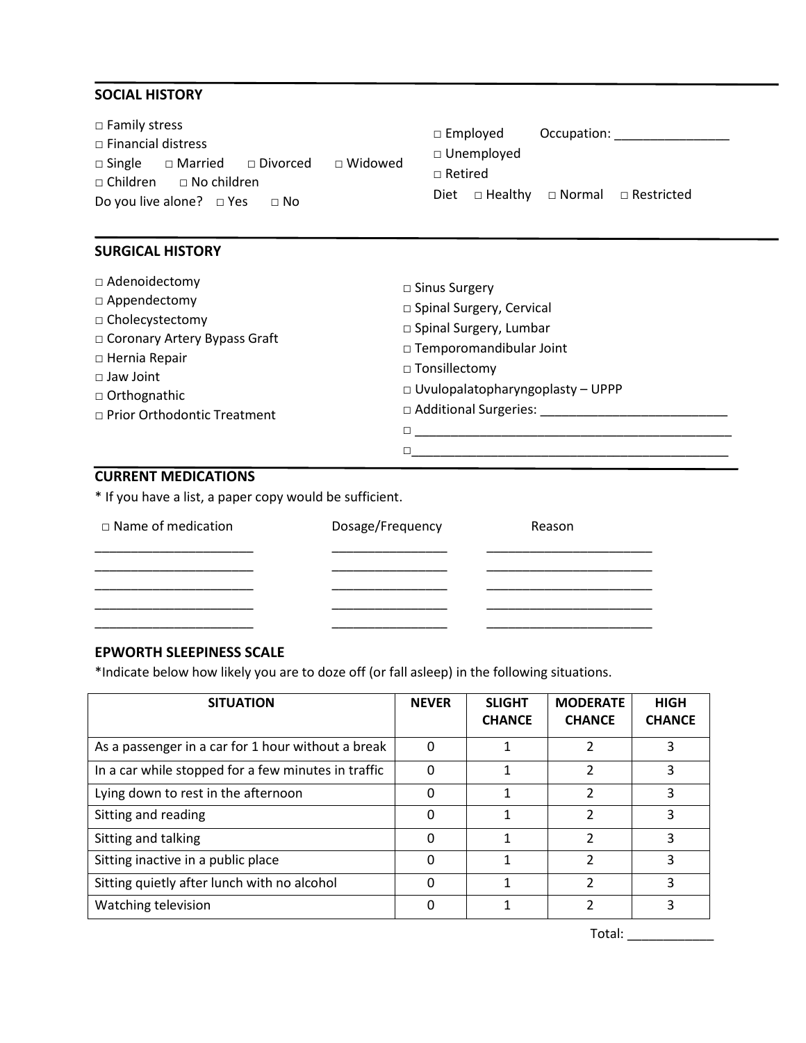## SOCIAL HISTORY

□ Family stress
□ Financial distress
□ Single □ Married □ Divorced □ Widowed
□ Children □ No children
Do you live alone? □ Yes □ No

□ Employed Occupation: ________________
□ Unemployed
□ Retired
Diet □ Healthy □ Normal □ Restricted

## SURGICAL HISTORY

□ Adenoidectomy
□ Appendectomy
□ Cholecystectomy
□ Coronary Artery Bypass Graft
□ Hernia Repair
□ Jaw Joint
□ Orthognathic
□ Prior Orthodontic Treatment
□ Sinus Surgery
□ Spinal Surgery, Cervical
□ Spinal Surgery, Lumbar
□ Temporomandibular Joint
□ Tonsillectomy
□ Uvulopalatopharyngoplasty – UPPP
□ Additional Surgeries: __________________________
□ ______________________________________________
□ ______________________________________________

## CURRENT MEDICATIONS

* If you have a list, a paper copy would be sufficient.

| □ Name of medication | Dosage/Frequency | Reason |
|---|---|---|
| ______________________ | ________________ | _______________________ |
| ______________________ | ________________ | _______________________ |
| ______________________ | ________________ | _______________________ |
| ______________________ | ________________ | _______________________ |
| ______________________ | ________________ | _______________________ |

## EPWORTH SLEEPINESS SCALE

*Indicate below how likely you are to doze off (or fall asleep) in the following situations.

| SITUATION | NEVER | SLIGHT CHANCE | MODERATE CHANCE | HIGH CHANCE |
|---|---|---|---|---|
| As a passenger in a car for 1 hour without a break | 0 | 1 | 2 | 3 |
| In a car while stopped for a few minutes in traffic | 0 | 1 | 2 | 3 |
| Lying down to rest in the afternoon | 0 | 1 | 2 | 3 |
| Sitting and reading | 0 | 1 | 2 | 3 |
| Sitting and talking | 0 | 1 | 2 | 3 |
| Sitting inactive in a public place | 0 | 1 | 2 | 3 |
| Sitting quietly after lunch with no alcohol | 0 | 1 | 2 | 3 |
| Watching television | 0 | 1 | 2 | 3 |

Total: ____________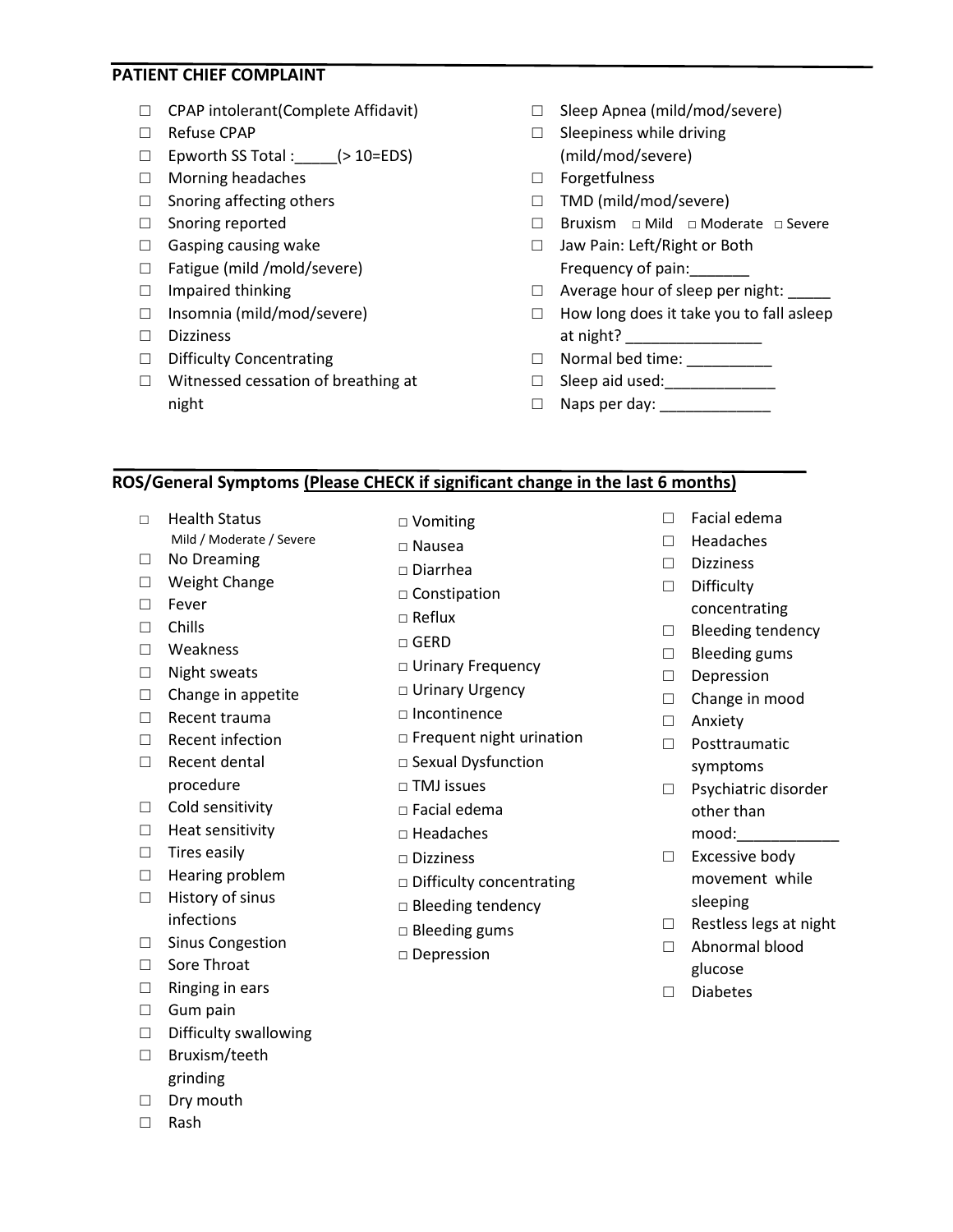## PATIENT CHIEF COMPLAINT

- ☐ CPAP intolerant(Complete Affidavit)
- ☐ Refuse CPAP
- ☐ Epworth SS Total :_____(> 10=EDS)
- ☐ Morning headaches
- ☐ Snoring affecting others
- ☐ Snoring reported
- ☐ Gasping causing wake
- ☐ Fatigue (mild /mold/severe)
- ☐ Impaired thinking
- ☐ Insomnia (mild/mod/severe)
- ☐ Dizziness
- ☐ Difficulty Concentrating
- ☐ Witnessed cessation of breathing at night
- ☐ Sleep Apnea (mild/mod/severe)
- ☐ Sleepiness while driving (mild/mod/severe)
- ☐ Forgetfulness
- ☐ TMD (mild/mod/severe)
- ☐ Bruxism □ Mild □ Moderate □ Severe
- ☐ Jaw Pain: Left/Right or Both
  Frequency of pain:_______
- ☐ Average hour of sleep per night: _____
- ☐ How long does it take you to fall asleep at night? ________________
- ☐ Normal bed time: __________
- ☐ Sleep aid used:_____________
- ☐ Naps per day: _____________

## ROS/General Symptoms (Please CHECK if significant change in the last 6 months)

- ☐ Health Status
  Mild / Moderate / Severe
- ☐ No Dreaming
- ☐ Weight Change
- ☐ Fever
- ☐ Chills
- ☐ Weakness
- ☐ Night sweats
- ☐ Change in appetite
- ☐ Recent trauma
- ☐ Recent infection
- ☐ Recent dental procedure
- ☐ Cold sensitivity
- ☐ Heat sensitivity
- ☐ Tires easily
- ☐ Hearing problem
- ☐ History of sinus infections
- ☐ Sinus Congestion
- ☐ Sore Throat
- ☐ Ringing in ears
- ☐ Gum pain
- ☐ Difficulty swallowing
- ☐ Bruxism/teeth grinding
- ☐ Dry mouth
- ☐ Rash
- □ Vomiting
- □ Nausea
- □ Diarrhea
- □ Constipation
- □ Reflux
- □ GERD
- □ Urinary Frequency
- □ Urinary Urgency
- □ Incontinence
- □ Frequent night urination
- □ Sexual Dysfunction
- □ TMJ issues
- □ Facial edema
- □ Headaches
- □ Dizziness
- □ Difficulty concentrating
- □ Bleeding tendency
- □ Bleeding gums
- □ Depression
- ☐ Facial edema
- ☐ Headaches
- ☐ Dizziness
- ☐ Difficulty concentrating
- ☐ Bleeding tendency
- ☐ Bleeding gums
- ☐ Depression
- ☐ Change in mood
- ☐ Anxiety
- ☐ Posttraumatic symptoms
- ☐ Psychiatric disorder other than mood:____________
- ☐ Excessive body movement while sleeping
- ☐ Restless legs at night
- ☐ Abnormal blood glucose
- ☐ Diabetes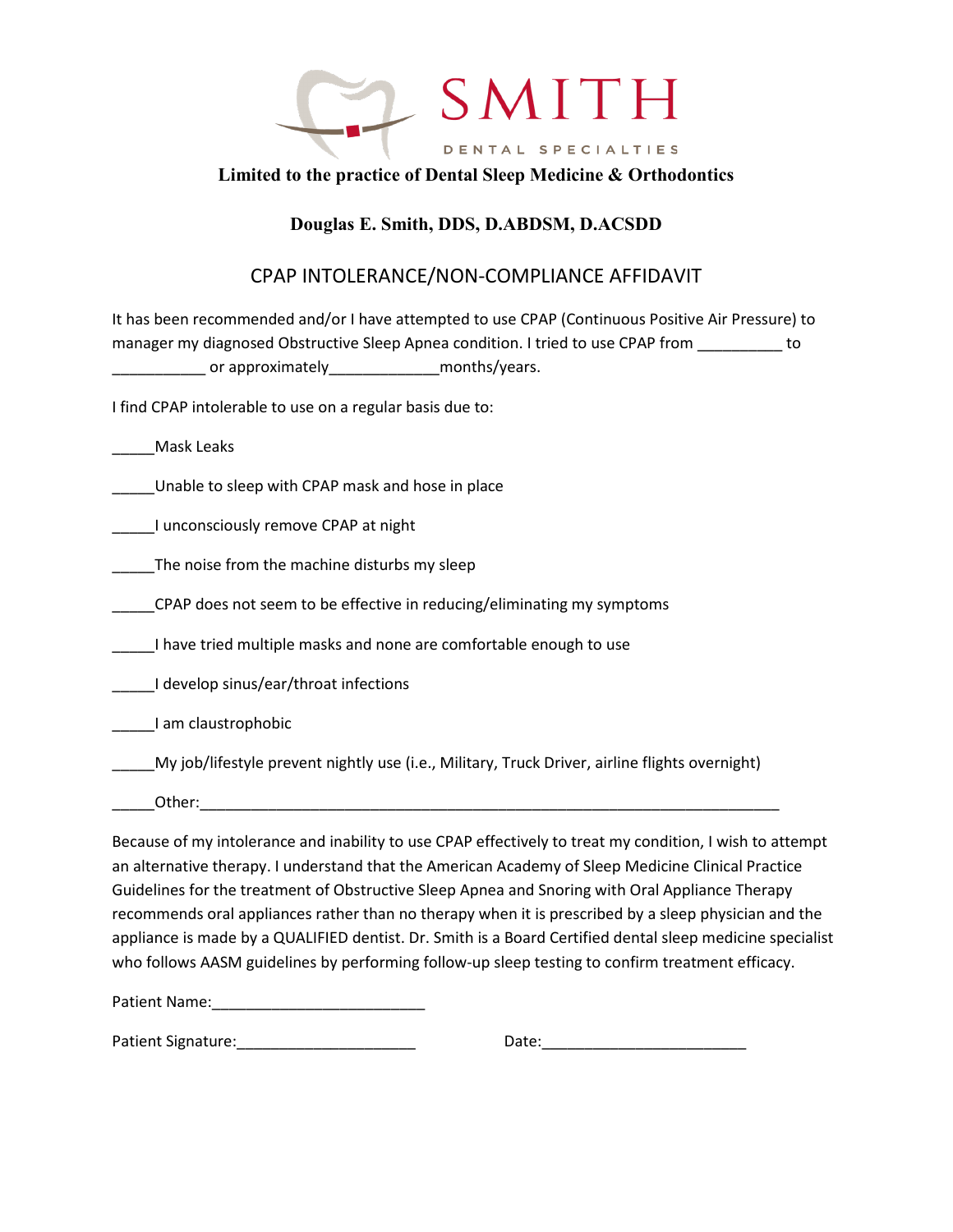SMITH

DENTAL SPECIALTIES

**Limited to the practice of Dental Sleep Medicine & Orthodontics**

**Douglas E. Smith, DDS, D.ABDSM, D.ACSDD**

# CPAP INTOLERANCE/NON-COMPLIANCE AFFIDAVIT

It has been recommended and/or I have attempted to use CPAP (Continuous Positive Air Pressure) to manager my diagnosed Obstructive Sleep Apnea condition. I tried to use CPAP from __________ to ___________ or approximately_____________months/years.

I find CPAP intolerable to use on a regular basis due to:

_____Mask Leaks

_____Unable to sleep with CPAP mask and hose in place

_____I unconsciously remove CPAP at night

_____The noise from the machine disturbs my sleep

_____CPAP does not seem to be effective in reducing/eliminating my symptoms

_____I have tried multiple masks and none are comfortable enough to use

_____I develop sinus/ear/throat infections

_____I am claustrophobic

_____My job/lifestyle prevent nightly use (i.e., Military, Truck Driver, airline flights overnight)

_____Other:______________________________________________________________________

Because of my intolerance and inability to use CPAP effectively to treat my condition, I wish to attempt an alternative therapy. I understand that the American Academy of Sleep Medicine Clinical Practice Guidelines for the treatment of Obstructive Sleep Apnea and Snoring with Oral Appliance Therapy recommends oral appliances rather than no therapy when it is prescribed by a sleep physician and the appliance is made by a QUALIFIED dentist. Dr. Smith is a Board Certified dental sleep medicine specialist who follows AASM guidelines by performing follow-up sleep testing to confirm treatment efficacy.

Patient Name:_________________________

Patient Signature:_____________________ Date:________________________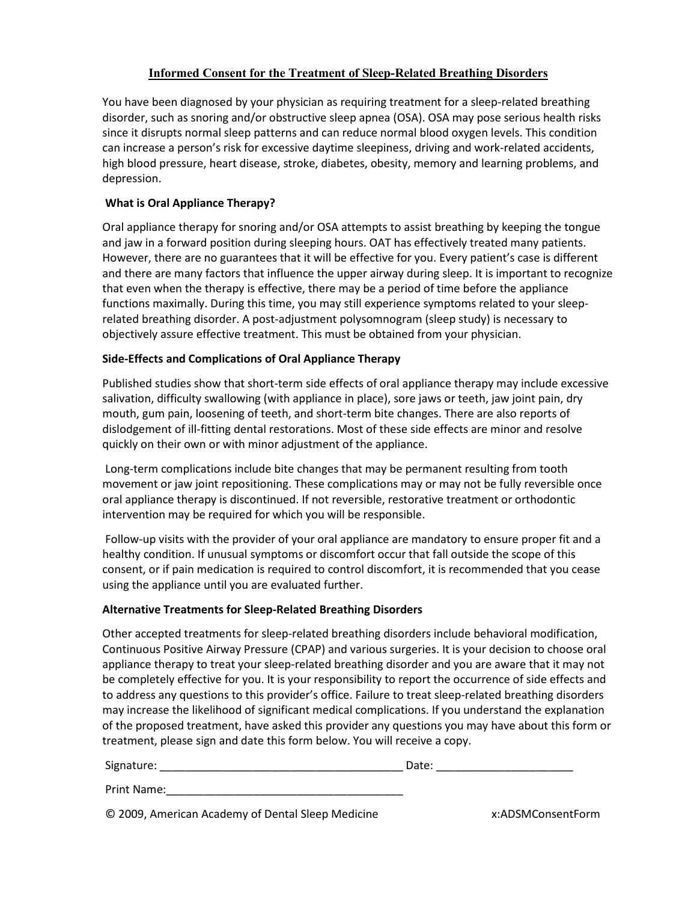# Informed Consent for the Treatment of Sleep-Related Breathing Disorders

You have been diagnosed by your physician as requiring treatment for a sleep-related breathing disorder, such as snoring and/or obstructive sleep apnea (OSA). OSA may pose serious health risks since it disrupts normal sleep patterns and can reduce normal blood oxygen levels. This condition can increase a person's risk for excessive daytime sleepiness, driving and work-related accidents, high blood pressure, heart disease, stroke, diabetes, obesity, memory and learning problems, and depression.

## What is Oral Appliance Therapy?

Oral appliance therapy for snoring and/or OSA attempts to assist breathing by keeping the tongue and jaw in a forward position during sleeping hours. OAT has effectively treated many patients. However, there are no guarantees that it will be effective for you. Every patient's case is different and there are many factors that influence the upper airway during sleep. It is important to recognize that even when the therapy is effective, there may be a period of time before the appliance functions maximally. During this time, you may still experience symptoms related to your sleep-related breathing disorder. A post-adjustment polysomnogram (sleep study) is necessary to objectively assure effective treatment. This must be obtained from your physician.

## Side-Effects and Complications of Oral Appliance Therapy

Published studies show that short-term side effects of oral appliance therapy may include excessive salivation, difficulty swallowing (with appliance in place), sore jaws or teeth, jaw joint pain, dry mouth, gum pain, loosening of teeth, and short-term bite changes. There are also reports of dislodgement of ill-fitting dental restorations. Most of these side effects are minor and resolve quickly on their own or with minor adjustment of the appliance.

Long-term complications include bite changes that may be permanent resulting from tooth movement or jaw joint repositioning. These complications may or may not be fully reversible once oral appliance therapy is discontinued. If not reversible, restorative treatment or orthodontic intervention may be required for which you will be responsible.

Follow-up visits with the provider of your oral appliance are mandatory to ensure proper fit and a healthy condition. If unusual symptoms or discomfort occur that fall outside the scope of this consent, or if pain medication is required to control discomfort, it is recommended that you cease using the appliance until you are evaluated further.

## Alternative Treatments for Sleep-Related Breathing Disorders

Other accepted treatments for sleep-related breathing disorders include behavioral modification, Continuous Positive Airway Pressure (CPAP) and various surgeries. It is your decision to choose oral appliance therapy to treat your sleep-related breathing disorder and you are aware that it may not be completely effective for you. It is your responsibility to report the occurrence of side effects and to address any questions to this provider's office. Failure to treat sleep-related breathing disorders may increase the likelihood of significant medical complications. If you understand the explanation of the proposed treatment, have asked this provider any questions you may have about this form or treatment, please sign and date this form below. You will receive a copy.

Signature: ________________________________________ Date: ______________________

Print Name:_______________________________________

© 2009, American Academy of Dental Sleep Medicine x:ADSMConsentForm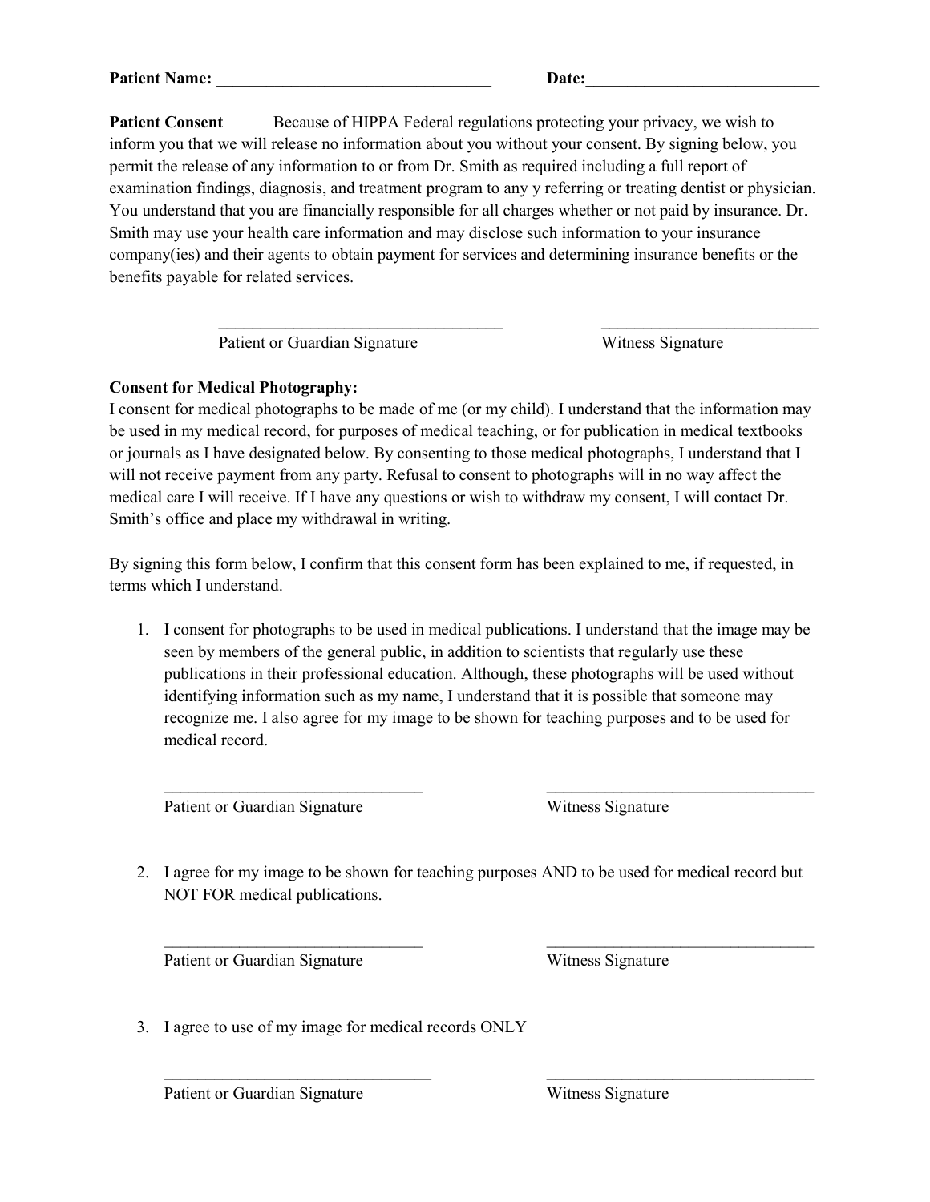**Patient Name: _________________________________ Date:_____________________________**

**Patient Consent** Because of HIPPA Federal regulations protecting your privacy, we wish to inform you that we will release no information about you without your consent. By signing below, you permit the release of any information to or from Dr. Smith as required including a full report of examination findings, diagnosis, and treatment program to any y referring or treating dentist or physician. You understand that you are financially responsible for all charges whether or not paid by insurance. Dr. Smith may use your health care information and may disclose such information to your insurance company(ies) and their agents to obtain payment for services and determining insurance benefits or the benefits payable for related services.

___________________________________ ___________________________

Patient or Guardian Signature Witness Signature

**Consent for Medical Photography:**

I consent for medical photographs to be made of me (or my child). I understand that the information may be used in my medical record, for purposes of medical teaching, or for publication in medical textbooks or journals as I have designated below. By consenting to those medical photographs, I understand that I will not receive payment from any party. Refusal to consent to photographs will in no way affect the medical care I will receive. If I have any questions or wish to withdraw my consent, I will contact Dr. Smith's office and place my withdrawal in writing.

By signing this form below, I confirm that this consent form has been explained to me, if requested, in terms which I understand.

1. I consent for photographs to be used in medical publications. I understand that the image may be seen by members of the general public, in addition to scientists that regularly use these publications in their professional education. Although, these photographs will be used without identifying information such as my name, I understand that it is possible that someone may recognize me. I also agree for my image to be shown for teaching purposes and to be used for medical record.

   ________________________________ _________________________________

   Patient or Guardian Signature Witness Signature

2. I agree for my image to be shown for teaching purposes AND to be used for medical record but NOT FOR medical publications.

   ________________________________ _________________________________

   Patient or Guardian Signature Witness Signature

3. I agree to use of my image for medical records ONLY

   ________________________________ _________________________________

   Patient or Guardian Signature Witness Signature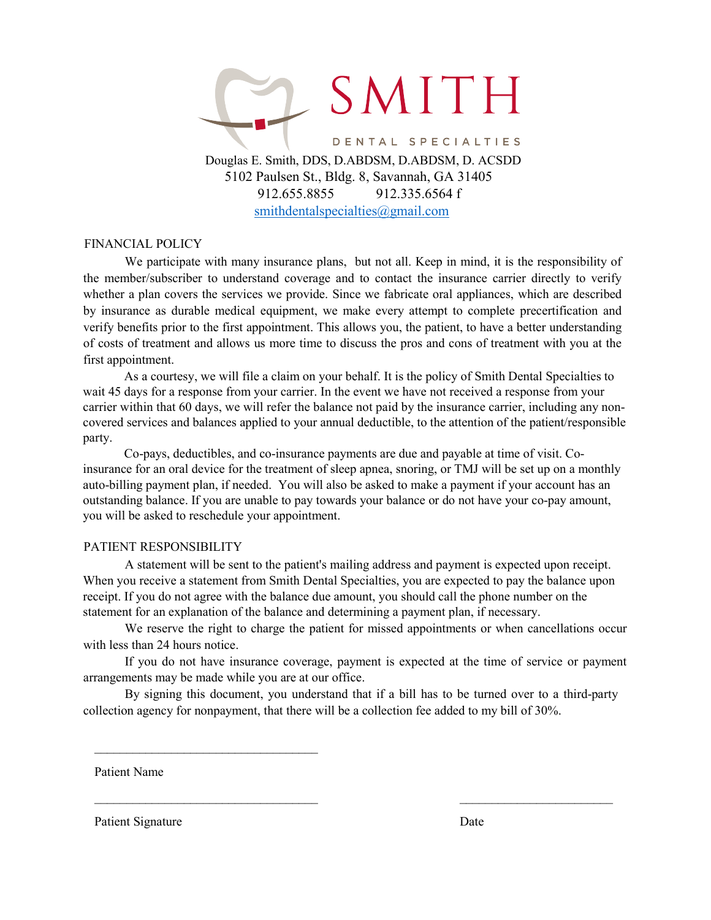# SMITH

DENTAL SPECIALTIES

Douglas E. Smith, DDS, D.ABDSM, D.ABDSM, D. ACSDD
5102 Paulsen St., Bldg. 8, Savannah, GA 31405
912.655.8855 912.335.6564 f
smithdentalspecialties@gmail.com

## FINANCIAL POLICY

We participate with many insurance plans, but not all. Keep in mind, it is the responsibility of the member/subscriber to understand coverage and to contact the insurance carrier directly to verify whether a plan covers the services we provide. Since we fabricate oral appliances, which are described by insurance as durable medical equipment, we make every attempt to complete precertification and verify benefits prior to the first appointment. This allows you, the patient, to have a better understanding of costs of treatment and allows us more time to discuss the pros and cons of treatment with you at the first appointment.

As a courtesy, we will file a claim on your behalf. It is the policy of Smith Dental Specialties to wait 45 days for a response from your carrier. In the event we have not received a response from your carrier within that 60 days, we will refer the balance not paid by the insurance carrier, including any non-covered services and balances applied to your annual deductible, to the attention of the patient/responsible party.

Co-pays, deductibles, and co-insurance payments are due and payable at time of visit. Co-insurance for an oral device for the treatment of sleep apnea, snoring, or TMJ will be set up on a monthly auto-billing payment plan, if needed. You will also be asked to make a payment if your account has an outstanding balance. If you are unable to pay towards your balance or do not have your co-pay amount, you will be asked to reschedule your appointment.

## PATIENT RESPONSIBILITY

A statement will be sent to the patient's mailing address and payment is expected upon receipt. When you receive a statement from Smith Dental Specialties, you are expected to pay the balance upon receipt. If you do not agree with the balance due amount, you should call the phone number on the statement for an explanation of the balance and determining a payment plan, if necessary.

We reserve the right to charge the patient for missed appointments or when cancellations occur with less than 24 hours notice.

If you do not have insurance coverage, payment is expected at the time of service or payment arrangements may be made while you are at our office.

By signing this document, you understand that if a bill has to be turned over to a third-party collection agency for nonpayment, that there will be a collection fee added to my bill of 30%.

\_\_\_\_\_\_\_\_\_\_\_\_\_\_\_\_\_\_\_\_\_\_\_\_\_\_\_\_\_\_\_\_\_\_\_\_

Patient Name

\_\_\_\_\_\_\_\_\_\_\_\_\_\_\_\_\_\_\_\_\_\_\_\_\_\_\_\_\_\_\_\_\_\_\_\_ \_\_\_\_\_\_\_\_\_\_\_\_\_\_\_\_\_\_\_\_\_\_\_\_\_

Patient Signature Date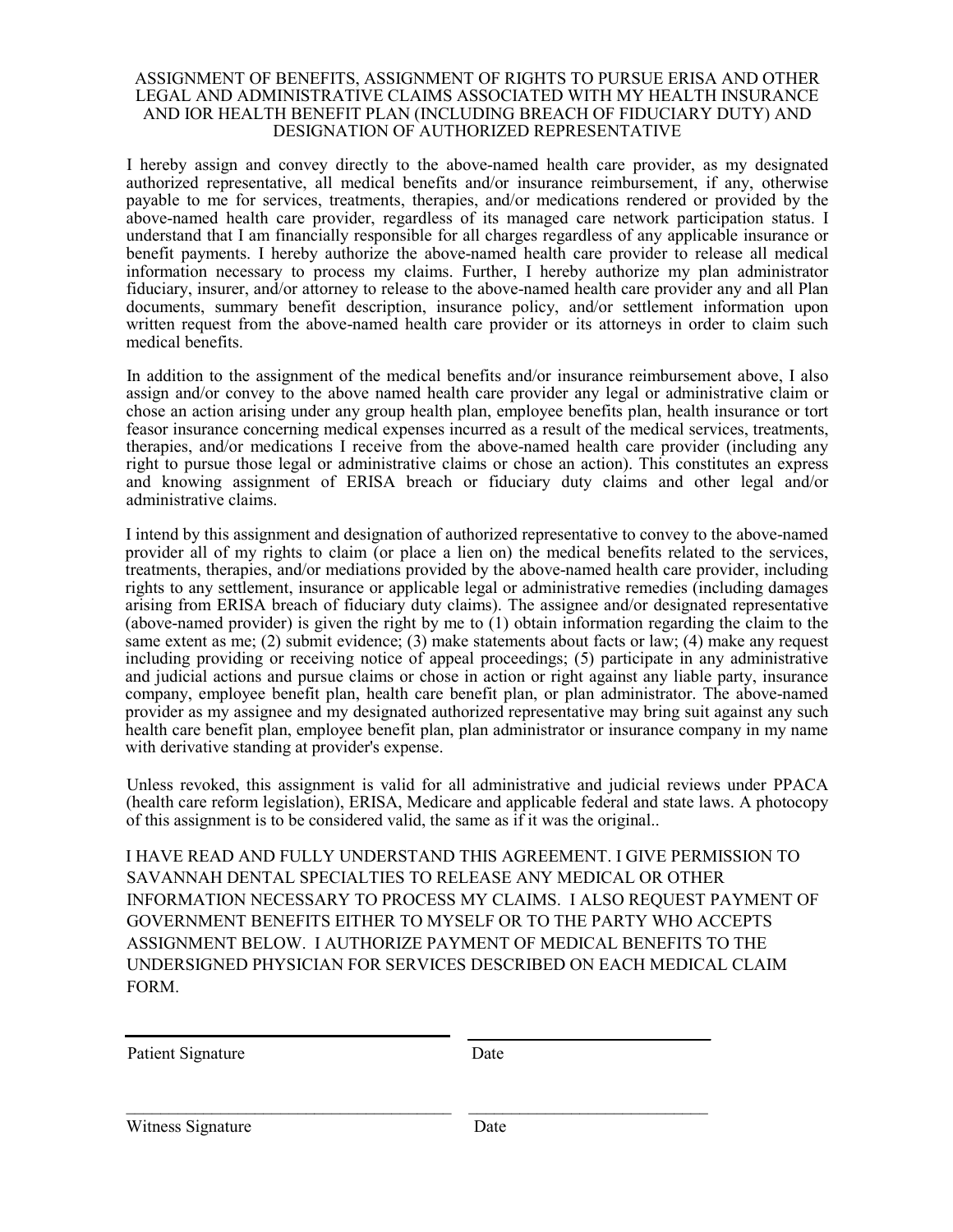# ASSIGNMENT OF BENEFITS, ASSIGNMENT OF RIGHTS TO PURSUE ERISA AND OTHER LEGAL AND ADMINISTRATIVE CLAIMS ASSOCIATED WITH MY HEALTH INSURANCE AND IOR HEALTH BENEFIT PLAN (INCLUDING BREACH OF FIDUCIARY DUTY) AND DESIGNATION OF AUTHORIZED REPRESENTATIVE

I hereby assign and convey directly to the above-named health care provider, as my designated authorized representative, all medical benefits and/or insurance reimbursement, if any, otherwise payable to me for services, treatments, therapies, and/or medications rendered or provided by the above-named health care provider, regardless of its managed care network participation status. I understand that I am financially responsible for all charges regardless of any applicable insurance or benefit payments. I hereby authorize the above-named health care provider to release all medical information necessary to process my claims. Further, I hereby authorize my plan administrator fiduciary, insurer, and/or attorney to release to the above-named health care provider any and all Plan documents, summary benefit description, insurance policy, and/or settlement information upon written request from the above-named health care provider or its attorneys in order to claim such medical benefits.

In addition to the assignment of the medical benefits and/or insurance reimbursement above, I also assign and/or convey to the above named health care provider any legal or administrative claim or chose an action arising under any group health plan, employee benefits plan, health insurance or tort feasor insurance concerning medical expenses incurred as a result of the medical services, treatments, therapies, and/or medications I receive from the above-named health care provider (including any right to pursue those legal or administrative claims or chose an action). This constitutes an express and knowing assignment of ERISA breach or fiduciary duty claims and other legal and/or administrative claims.

I intend by this assignment and designation of authorized representative to convey to the above-named provider all of my rights to claim (or place a lien on) the medical benefits related to the services, treatments, therapies, and/or mediations provided by the above-named health care provider, including rights to any settlement, insurance or applicable legal or administrative remedies (including damages arising from ERISA breach of fiduciary duty claims). The assignee and/or designated representative (above-named provider) is given the right by me to (1) obtain information regarding the claim to the same extent as me; (2) submit evidence; (3) make statements about facts or law; (4) make any request including providing or receiving notice of appeal proceedings; (5) participate in any administrative and judicial actions and pursue claims or chose in action or right against any liable party, insurance company, employee benefit plan, health care benefit plan, or plan administrator. The above-named provider as my assignee and my designated authorized representative may bring suit against any such health care benefit plan, employee benefit plan, plan administrator or insurance company in my name with derivative standing at provider's expense.

Unless revoked, this assignment is valid for all administrative and judicial reviews under PPACA (health care reform legislation), ERISA, Medicare and applicable federal and state laws. A photocopy of this assignment is to be considered valid, the same as if it was the original..

I HAVE READ AND FULLY UNDERSTAND THIS AGREEMENT. I GIVE PERMISSION TO SAVANNAH DENTAL SPECIALTIES TO RELEASE ANY MEDICAL OR OTHER INFORMATION NECESSARY TO PROCESS MY CLAIMS. I ALSO REQUEST PAYMENT OF GOVERNMENT BENEFITS EITHER TO MYSELF OR TO THE PARTY WHO ACCEPTS ASSIGNMENT BELOW. I AUTHORIZE PAYMENT OF MEDICAL BENEFITS TO THE UNDERSIGNED PHYSICIAN FOR SERVICES DESCRIBED ON EACH MEDICAL CLAIM FORM.

______________________________________ ____________________________

Patient Signature Date

______________________________________ ____________________________

Witness Signature Date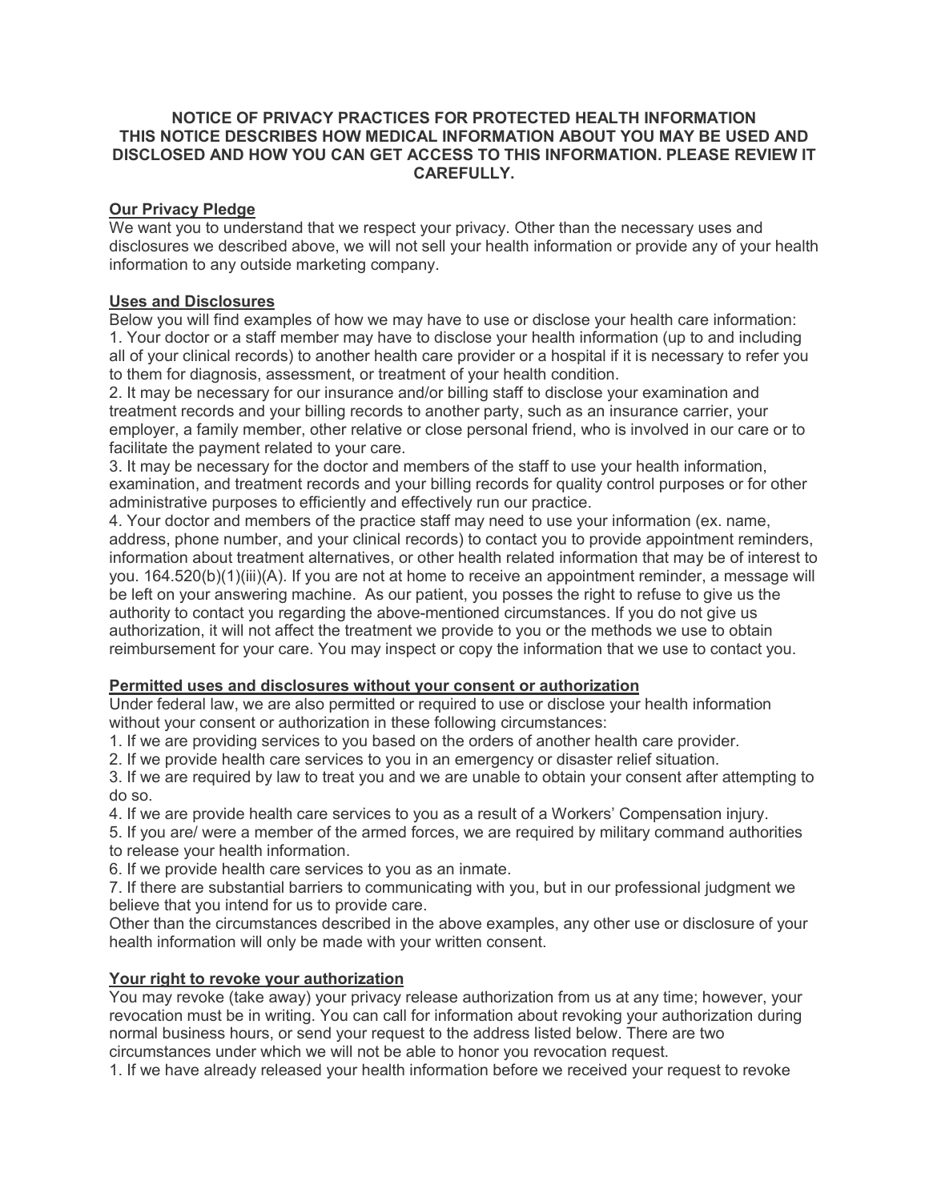**NOTICE OF PRIVACY PRACTICES FOR PROTECTED HEALTH INFORMATION**
**THIS NOTICE DESCRIBES HOW MEDICAL INFORMATION ABOUT YOU MAY BE USED AND DISCLOSED AND HOW YOU CAN GET ACCESS TO THIS INFORMATION. PLEASE REVIEW IT CAREFULLY.**

**Our Privacy Pledge**

We want you to understand that we respect your privacy. Other than the necessary uses and disclosures we described above, we will not sell your health information or provide any of your health information to any outside marketing company.

**Uses and Disclosures**

Below you will find examples of how we may have to use or disclose your health care information:

1. Your doctor or a staff member may have to disclose your health information (up to and including all of your clinical records) to another health care provider or a hospital if it is necessary to refer you to them for diagnosis, assessment, or treatment of your health condition.
2. It may be necessary for our insurance and/or billing staff to disclose your examination and treatment records and your billing records to another party, such as an insurance carrier, your employer, a family member, other relative or close personal friend, who is involved in our care or to facilitate the payment related to your care.
3. It may be necessary for the doctor and members of the staff to use your health information, examination, and treatment records and your billing records for quality control purposes or for other administrative purposes to efficiently and effectively run our practice.
4. Your doctor and members of the practice staff may need to use your information (ex. name, address, phone number, and your clinical records) to contact you to provide appointment reminders, information about treatment alternatives, or other health related information that may be of interest to you. 164.520(b)(1)(iii)(A). If you are not at home to receive an appointment reminder, a message will be left on your answering machine. As our patient, you posses the right to refuse to give us the authority to contact you regarding the above-mentioned circumstances. If you do not give us authorization, it will not affect the treatment we provide to you or the methods we use to obtain reimbursement for your care. You may inspect or copy the information that we use to contact you.

**Permitted uses and disclosures without your consent or authorization**

Under federal law, we are also permitted or required to use or disclose your health information without your consent or authorization in these following circumstances:

1. If we are providing services to you based on the orders of another health care provider.
2. If we provide health care services to you in an emergency or disaster relief situation.
3. If we are required by law to treat you and we are unable to obtain your consent after attempting to do so.
4. If we are provide health care services to you as a result of a Workers' Compensation injury.
5. If you are/ were a member of the armed forces, we are required by military command authorities to release your health information.
6. If we provide health care services to you as an inmate.
7. If there are substantial barriers to communicating with you, but in our professional judgment we believe that you intend for us to provide care.

Other than the circumstances described in the above examples, any other use or disclosure of your health information will only be made with your written consent.

**Your right to revoke your authorization**

You may revoke (take away) your privacy release authorization from us at any time; however, your revocation must be in writing. You can call for information about revoking your authorization during normal business hours, or send your request to the address listed below. There are two circumstances under which we will not be able to honor you revocation request.

1. If we have already released your health information before we received your request to revoke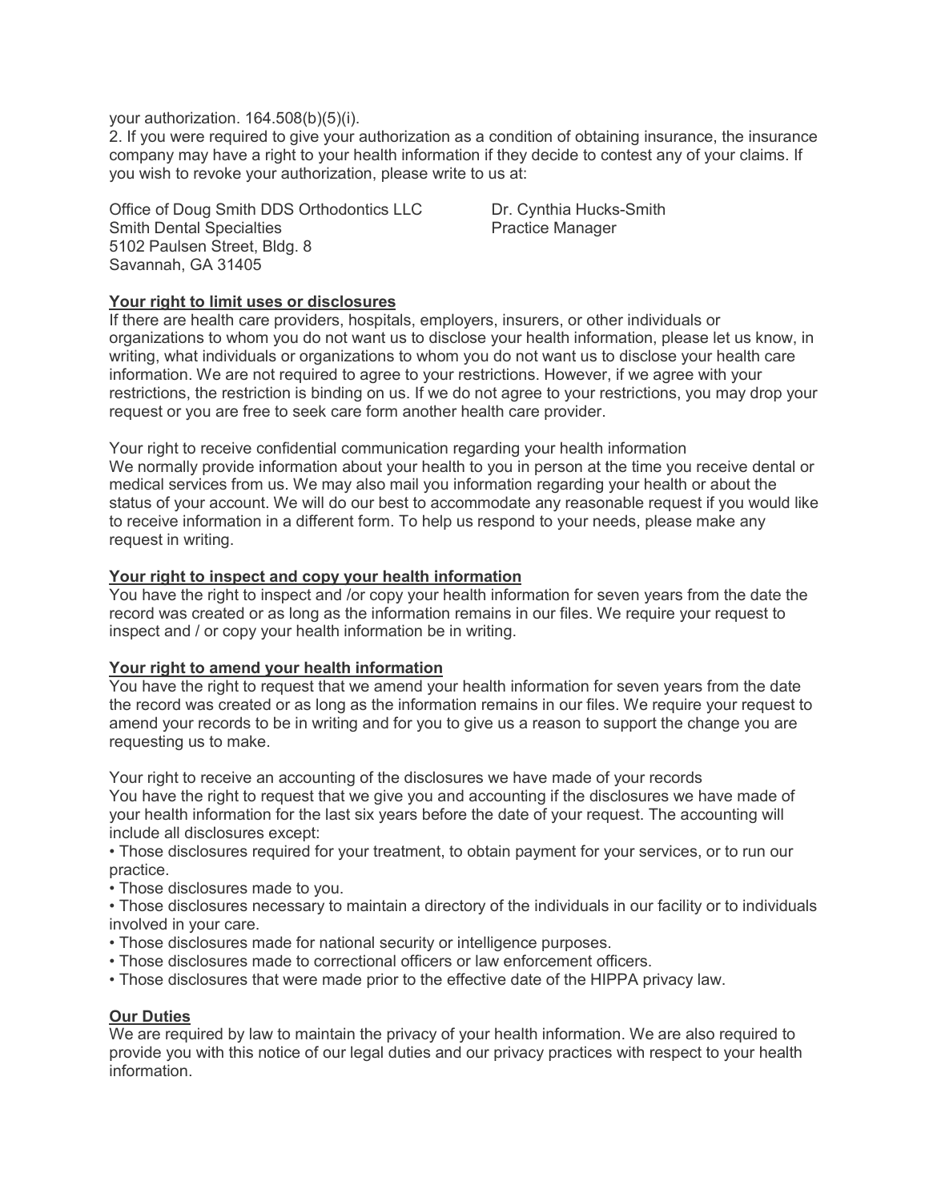your authorization. 164.508(b)(5)(i).

2. If you were required to give your authorization as a condition of obtaining insurance, the insurance company may have a right to your health information if they decide to contest any of your claims. If you wish to revoke your authorization, please write to us at:

Office of Doug Smith DDS Orthodontics LLC
Smith Dental Specialties
5102 Paulsen Street, Bldg. 8
Savannah, GA 31405

Dr. Cynthia Hucks-Smith
Practice Manager

**Your right to limit uses or disclosures**

If there are health care providers, hospitals, employers, insurers, or other individuals or organizations to whom you do not want us to disclose your health information, please let us know, in writing, what individuals or organizations to whom you do not want us to disclose your health care information. We are not required to agree to your restrictions. However, if we agree with your restrictions, the restriction is binding on us. If we do not agree to your restrictions, you may drop your request or you are free to seek care form another health care provider.

Your right to receive confidential communication regarding your health information

We normally provide information about your health to you in person at the time you receive dental or medical services from us. We may also mail you information regarding your health or about the status of your account. We will do our best to accommodate any reasonable request if you would like to receive information in a different form. To help us respond to your needs, please make any request in writing.

**Your right to inspect and copy your health information**

You have the right to inspect and /or copy your health information for seven years from the date the record was created or as long as the information remains in our files. We require your request to inspect and / or copy your health information be in writing.

**Your right to amend your health information**

You have the right to request that we amend your health information for seven years from the date the record was created or as long as the information remains in our files. We require your request to amend your records to be in writing and for you to give us a reason to support the change you are requesting us to make.

Your right to receive an accounting of the disclosures we have made of your records

You have the right to request that we give you and accounting if the disclosures we have made of your health information for the last six years before the date of your request. The accounting will include all disclosures except:

- Those disclosures required for your treatment, to obtain payment for your services, or to run our practice.
- Those disclosures made to you.
- Those disclosures necessary to maintain a directory of the individuals in our facility or to individuals involved in your care.
- Those disclosures made for national security or intelligence purposes.
- Those disclosures made to correctional officers or law enforcement officers.
- Those disclosures that were made prior to the effective date of the HIPPA privacy law.

**Our Duties**

We are required by law to maintain the privacy of your health information. We are also required to provide you with this notice of our legal duties and our privacy practices with respect to your health information.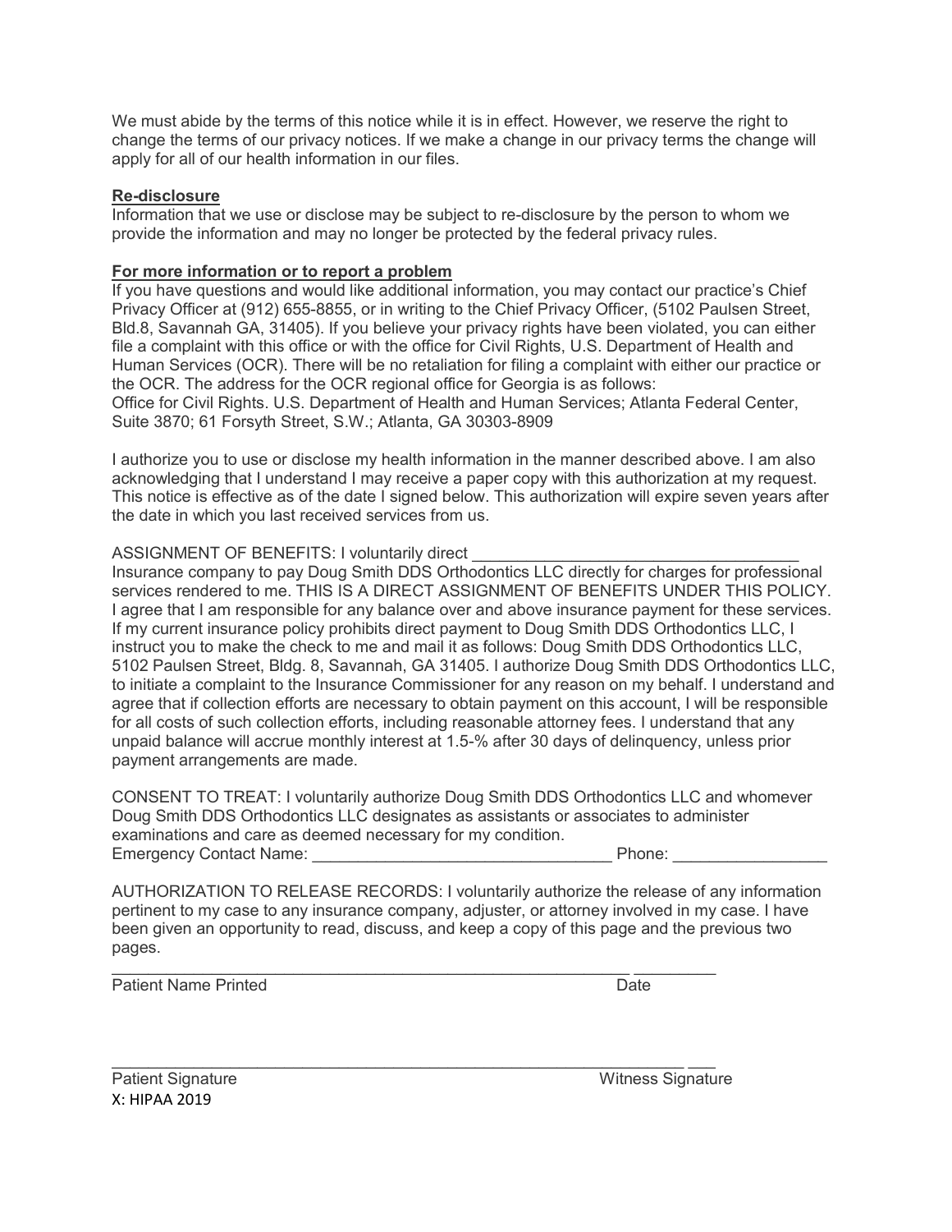We must abide by the terms of this notice while it is in effect. However, we reserve the right to change the terms of our privacy notices. If we make a change in our privacy terms the change will apply for all of our health information in our files.

**Re-disclosure**

Information that we use or disclose may be subject to re-disclosure by the person to whom we provide the information and may no longer be protected by the federal privacy rules.

**For more information or to report a problem**

If you have questions and would like additional information, you may contact our practice's Chief Privacy Officer at (912) 655-8855, or in writing to the Chief Privacy Officer, (5102 Paulsen Street, Bld.8, Savannah GA, 31405). If you believe your privacy rights have been violated, you can either file a complaint with this office or with the office for Civil Rights, U.S. Department of Health and Human Services (OCR). There will be no retaliation for filing a complaint with either our practice or the OCR. The address for the OCR regional office for Georgia is as follows:
Office for Civil Rights. U.S. Department of Health and Human Services; Atlanta Federal Center, Suite 3870; 61 Forsyth Street, S.W.; Atlanta, GA 30303-8909

I authorize you to use or disclose my health information in the manner described above. I am also acknowledging that I understand I may receive a paper copy with this authorization at my request. This notice is effective as of the date I signed below. This authorization will expire seven years after the date in which you last received services from us.

ASSIGNMENT OF BENEFITS: I voluntarily direct ____________________________________
Insurance company to pay Doug Smith DDS Orthodontics LLC directly for charges for professional services rendered to me. THIS IS A DIRECT ASSIGNMENT OF BENEFITS UNDER THIS POLICY. I agree that I am responsible for any balance over and above insurance payment for these services. If my current insurance policy prohibits direct payment to Doug Smith DDS Orthodontics LLC, I instruct you to make the check to me and mail it as follows: Doug Smith DDS Orthodontics LLC, 5102 Paulsen Street, Bldg. 8, Savannah, GA 31405. I authorize Doug Smith DDS Orthodontics LLC, to initiate a complaint to the Insurance Commissioner for any reason on my behalf. I understand and agree that if collection efforts are necessary to obtain payment on this account, I will be responsible for all costs of such collection efforts, including reasonable attorney fees. I understand that any unpaid balance will accrue monthly interest at 1.5-% after 30 days of delinquency, unless prior payment arrangements are made.

CONSENT TO TREAT: I voluntarily authorize Doug Smith DDS Orthodontics LLC and whomever Doug Smith DDS Orthodontics LLC designates as assistants or associates to administer examinations and care as deemed necessary for my condition.
Emergency Contact Name: _________________________________ Phone: _________________

AUTHORIZATION TO RELEASE RECORDS: I voluntarily authorize the release of any information pertinent to my case to any insurance company, adjuster, or attorney involved in my case. I have been given an opportunity to read, discuss, and keep a copy of this page and the previous two pages.

____________________________________________________________ _________
Patient Name Printed Date

_________________________________________________________________ ___
Patient Signature Witness Signature

X: HIPAA 2019